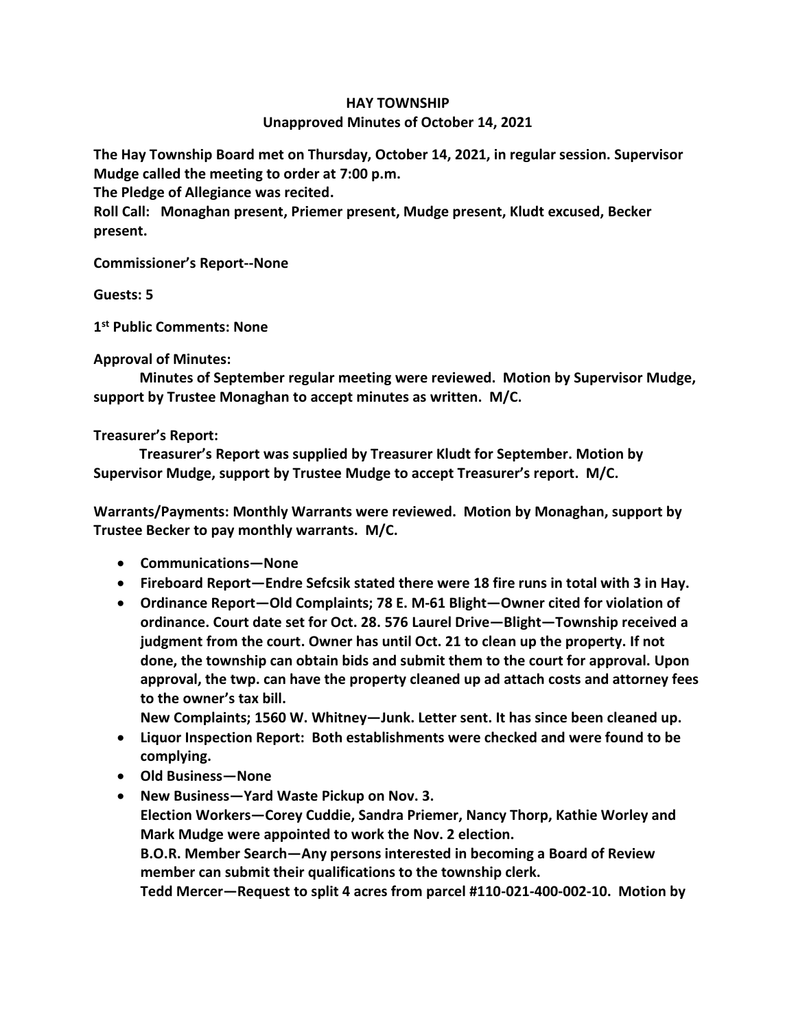# HAY TOWNSHIP

## Unapproved Minutes of October 14, 2021

**The Hay Township Board met on Thursday, October 14, 2021, in regular session. Supervisor Mudge called the meeting to order at 7:00 p.m.**

**The Pledge of Allegiance was recited.**

**Roll Call: Monaghan present, Priemer present, Mudge present, Kludt excused, Becker present.**

**Commissioner's Report--None**

**Guests: 5**

**1st Public Comments: None**

**Approval of Minutes:**

**Minutes of September regular meeting were reviewed. Motion by Supervisor Mudge, support by Trustee Monaghan to accept minutes as written. M/C.**

**Treasurer's Report:**

**Treasurer's Report was supplied by Treasurer Kludt for September. Motion by Supervisor Mudge, support by Trustee Mudge to accept Treasurer's report. M/C.**

**Warrants/Payments: Monthly Warrants were reviewed. Motion by Monaghan, support by Trustee Becker to pay monthly warrants. M/C.**

- **Communications—None**
- **Fireboard Report—Endre Sefcsik stated there were 18 fire runs in total with 3 in Hay.**
- **Ordinance Report—Old Complaints; 78 E. M-61 Blight—Owner cited for violation of ordinance. Court date set for Oct. 28. 576 Laurel Drive—Blight—Township received a judgment from the court. Owner has until Oct. 21 to clean up the property. If not done, the township can obtain bids and submit them to the court for approval. Upon approval, the twp. can have the property cleaned up ad attach costs and attorney fees to the owner's tax bill.**

  **New Complaints; 1560 W. Whitney—Junk. Letter sent. It has since been cleaned up.**
- **Liquor Inspection Report: Both establishments were checked and were found to be complying.**
- **Old Business—None**
- **New Business—Yard Waste Pickup on Nov. 3.**

  **Election Workers—Corey Cuddie, Sandra Priemer, Nancy Thorp, Kathie Worley and Mark Mudge were appointed to work the Nov. 2 election.**

  **B.O.R. Member Search—Any persons interested in becoming a Board of Review member can submit their qualifications to the township clerk.**

  **Tedd Mercer—Request to split 4 acres from parcel #110-021-400-002-10. Motion by**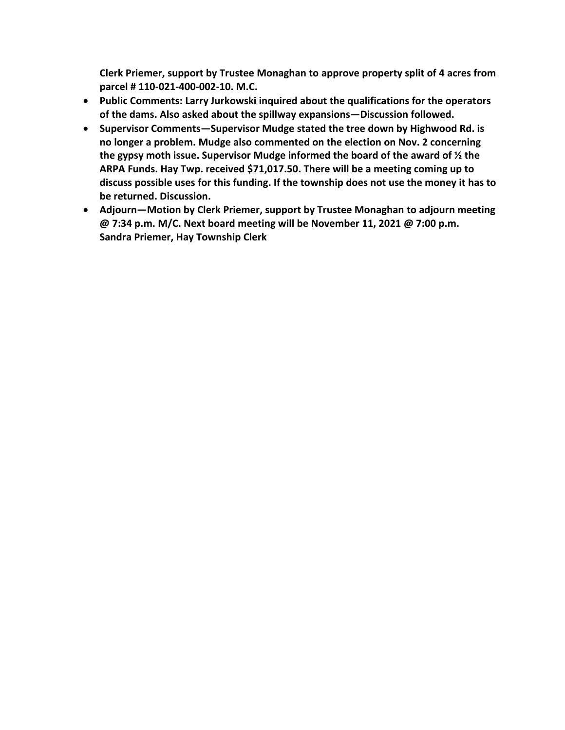**Clerk Priemer, support by Trustee Monaghan to approve property split of 4 acres from parcel # 110-021-400-002-10. M.C.**

- **Public Comments: Larry Jurkowski inquired about the qualifications for the operators of the dams. Also asked about the spillway expansions—Discussion followed.**
- **Supervisor Comments—Supervisor Mudge stated the tree down by Highwood Rd. is no longer a problem. Mudge also commented on the election on Nov. 2 concerning the gypsy moth issue. Supervisor Mudge informed the board of the award of ½ the ARPA Funds. Hay Twp. received $71,017.50. There will be a meeting coming up to discuss possible uses for this funding. If the township does not use the money it has to be returned. Discussion.**
- **Adjourn—Motion by Clerk Priemer, support by Trustee Monaghan to adjourn meeting @ 7:34 p.m. M/C. Next board meeting will be November 11, 2021 @ 7:00 p.m.**
  **Sandra Priemer, Hay Township Clerk**